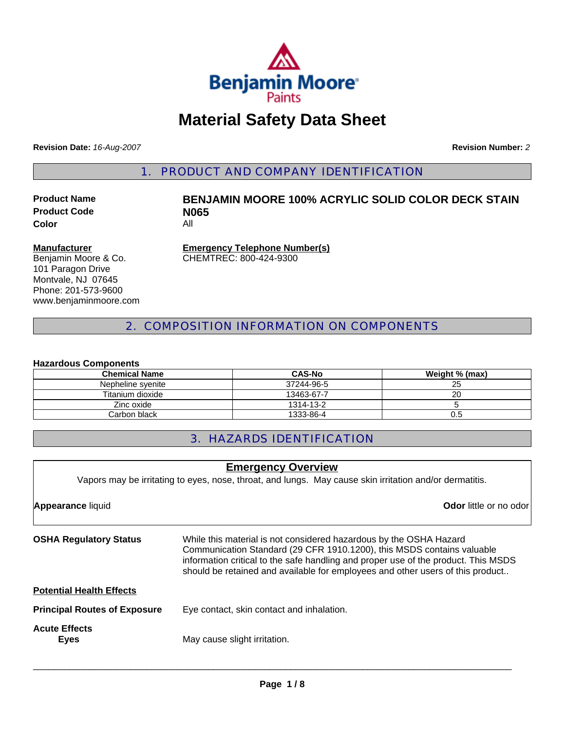# Material Safety Data Sheet

**Revision Date:** *16-Aug-2007* **Revision Number:** *2*

## 1. PRODUCT AND COMPANY IDENTIFICATION

**Product Name** **BENJAMIN MOORE 100% ACRYLIC SOLID COLOR DECK STAIN**
**Product Code** **N065**
**Color** All

**Manufacturer**
Benjamin Moore & Co.
101 Paragon Drive
Montvale, NJ 07645
Phone: 201-573-9600
www.benjaminmoore.com

**Emergency Telephone Number(s)**
CHEMTREC: 800-424-9300

## 2. COMPOSITION INFORMATION ON COMPONENTS

**Hazardous Components**

| Chemical Name | CAS-No | Weight % (max) |
|---|---|---|
| Nepheline syenite | 37244-96-5 | 25 |
| Titanium dioxide | 13463-67-7 | 20 |
| Zinc oxide | 1314-13-2 | 5 |
| Carbon black | 1333-86-4 | 0.5 |

## 3. HAZARDS IDENTIFICATION

**Emergency Overview**

Vapors may be irritating to eyes, nose, throat, and lungs. May cause skin irritation and/or dermatitis.

**Appearance** liquid **Odor** little or no odor

**OSHA Regulatory Status** While this material is not considered hazardous by the OSHA Hazard Communication Standard (29 CFR 1910.1200), this MSDS contains valuable information critical to the safe handling and proper use of the product. This MSDS should be retained and available for employees and other users of this product..

**Potential Health Effects**

**Principal Routes of Exposure** Eye contact, skin contact and inhalation.

**Acute Effects**
**Eyes** May cause slight irritation.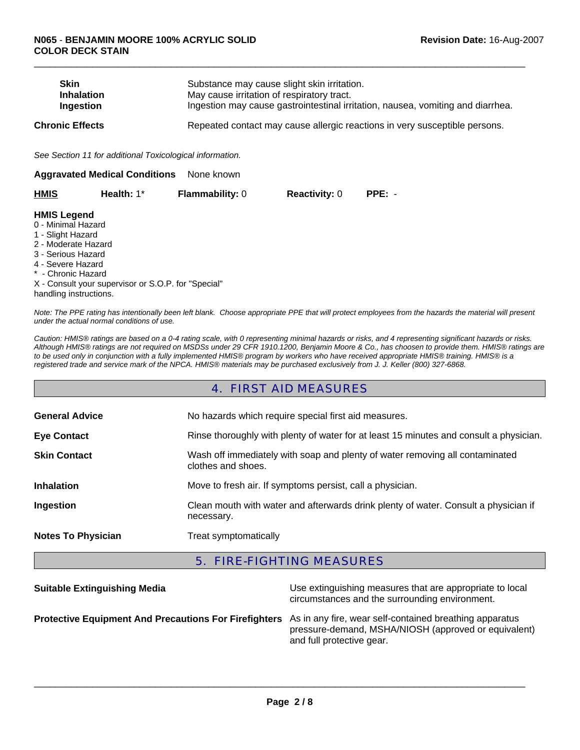| | |
|---|---|
| **Skin** | Substance may cause slight skin irritation. |
| **Inhalation** | May cause irritation of respiratory tract. |
| **Ingestion** | Ingestion may cause gastrointestinal irritation, nausea, vomiting and diarrhea. |

**Chronic Effects** Repeated contact may cause allergic reactions in very susceptible persons.

*See Section 11 for additional Toxicological information.*

**Aggravated Medical Conditions** None known

| **HMIS** | **Health:** 1* | **Flammability:** 0 | **Reactivity:** 0 | **PPE:** - |
|---|---|---|---|---|

**HMIS Legend**
0 - Minimal Hazard
1 - Slight Hazard
2 - Moderate Hazard
3 - Serious Hazard
4 - Severe Hazard
* - Chronic Hazard
X - Consult your supervisor or S.O.P. for "Special" handling instructions.

*Note: The PPE rating has intentionally been left blank. Choose appropriate PPE that will protect employees from the hazards the material will present under the actual normal conditions of use.*

*Caution: HMIS® ratings are based on a 0-4 rating scale, with 0 representing minimal hazards or risks, and 4 representing significant hazards or risks. Although HMIS® ratings are not required on MSDSs under 29 CFR 1910.1200, Benjamin Moore & Co., has choosen to provide them. HMIS® ratings are to be used only in conjunction with a fully implemented HMIS® program by workers who have received appropriate HMIS® training. HMIS® is a registered trade and service mark of the NPCA. HMIS® materials may be purchased exclusively from J. J. Keller (800) 327-6868.*

## 4. FIRST AID MEASURES

| | |
|---|---|
| **General Advice** | No hazards which require special first aid measures. |
| **Eye Contact** | Rinse thoroughly with plenty of water for at least 15 minutes and consult a physician. |
| **Skin Contact** | Wash off immediately with soap and plenty of water removing all contaminated clothes and shoes. |
| **Inhalation** | Move to fresh air. If symptoms persist, call a physician. |
| **Ingestion** | Clean mouth with water and afterwards drink plenty of water. Consult a physician if necessary. |
| **Notes To Physician** | Treat symptomatically |

## 5. FIRE-FIGHTING MEASURES

| | |
|---|---|
| **Suitable Extinguishing Media** | Use extinguishing measures that are appropriate to local circumstances and the surrounding environment. |
| **Protective Equipment And Precautions For Firefighters** | As in any fire, wear self-contained breathing apparatus pressure-demand, MSHA/NIOSH (approved or equivalent) and full protective gear. |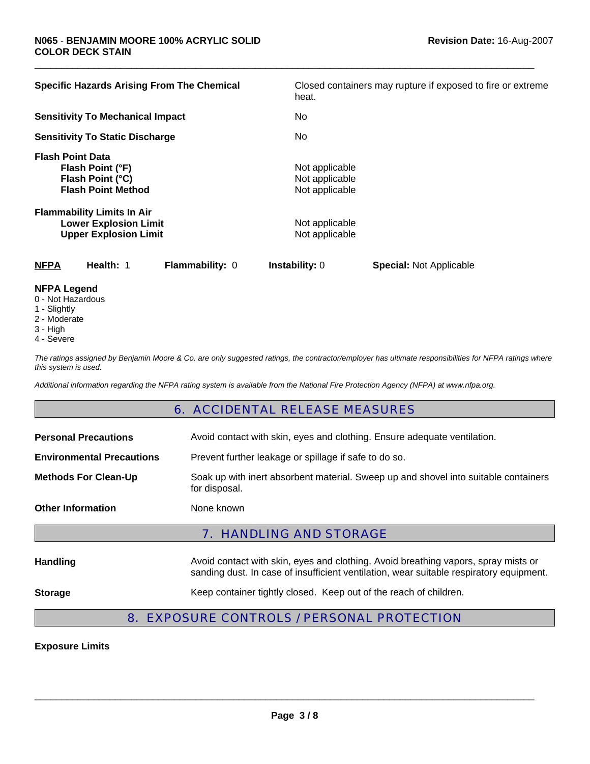| | |
|---|---|
| **Specific Hazards Arising From The Chemical** | Closed containers may rupture if exposed to fire or extreme heat. |
| **Sensitivity To Mechanical Impact** | No |
| **Sensitivity To Static Discharge** | No |

**Flash Point Data**

| | |
|---|---|
| **Flash Point (°F)** | Not applicable |
| **Flash Point (°C)** | Not applicable |
| **Flash Point Method** | Not applicable |

**Flammability Limits In Air**

| | |
|---|---|
| **Lower Explosion Limit** | Not applicable |
| **Upper Explosion Limit** | Not applicable |

| **NFPA** | **Health:** 1 | **Flammability:** 0 | **Instability:** 0 | **Special:** Not Applicable |
|---|---|---|---|---|

**NFPA Legend**
0 - Not Hazardous
1 - Slightly
2 - Moderate
3 - High
4 - Severe

*The ratings assigned by Benjamin Moore & Co. are only suggested ratings, the contractor/employer has ultimate responsibilities for NFPA ratings where this system is used.*

*Additional information regarding the NFPA rating system is available from the National Fire Protection Agency (NFPA) at www.nfpa.org.*

## 6. ACCIDENTAL RELEASE MEASURES

| | |
|---|---|
| **Personal Precautions** | Avoid contact with skin, eyes and clothing. Ensure adequate ventilation. |
| **Environmental Precautions** | Prevent further leakage or spillage if safe to do so. |
| **Methods For Clean-Up** | Soak up with inert absorbent material. Sweep up and shovel into suitable containers for disposal. |
| **Other Information** | None known |

## 7. HANDLING AND STORAGE

| | |
|---|---|
| **Handling** | Avoid contact with skin, eyes and clothing. Avoid breathing vapors, spray mists or sanding dust. In case of insufficient ventilation, wear suitable respiratory equipment. |
| **Storage** | Keep container tightly closed. Keep out of the reach of children. |

## 8. EXPOSURE CONTROLS / PERSONAL PROTECTION

**Exposure Limits**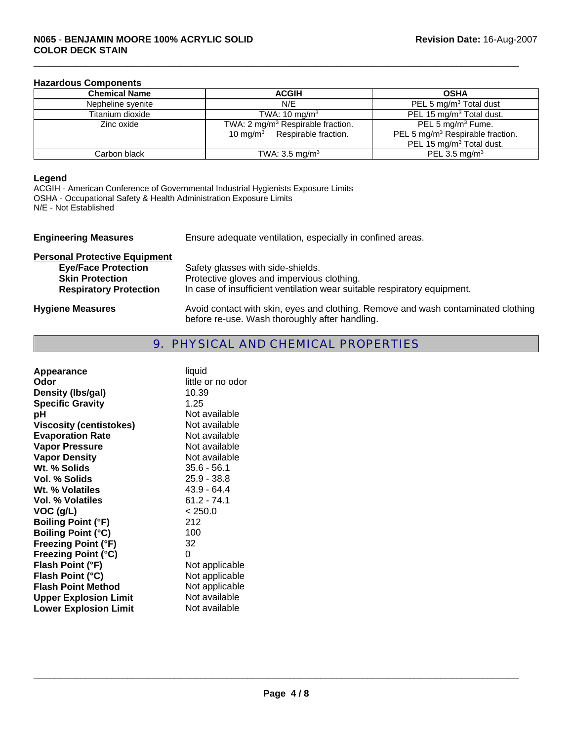### Hazardous Components

| Chemical Name | ACGIH | OSHA |
|---|---|---|
| Nepheline syenite | N/E | PEL 5 mg/m$^3$ Total dust |
| Titanium dioxide | TWA: 10 mg/m$^3$ | PEL 15 mg/m$^3$ Total dust. |
| Zinc oxide | TWA: 2 mg/m$^3$ Respirable fraction.<br>10 mg/m$^3$ Respirable fraction. | PEL 5 mg/m$^3$ Fume.<br>PEL 5 mg/m$^3$ Respirable fraction.<br>PEL 15 mg/m$^3$ Total dust. |
| Carbon black | TWA: 3.5 mg/m$^3$ | PEL 3.5 mg/m$^3$ |

**Legend**
ACGIH - American Conference of Governmental Industrial Hygienists Exposure Limits
OSHA - Occupational Safety & Health Administration Exposure Limits
N/E - Not Established

**Engineering Measures** Ensure adequate ventilation, especially in confined areas.

**Personal Protective Equipment**

- **Eye/Face Protection** Safety glasses with side-shields.
- **Skin Protection** Protective gloves and impervious clothing.
- **Respiratory Protection** In case of insufficient ventilation wear suitable respiratory equipment.

**Hygiene Measures** Avoid contact with skin, eyes and clothing. Remove and wash contaminated clothing before re-use. Wash thoroughly after handling.

## 9. PHYSICAL AND CHEMICAL PROPERTIES

| | |
|---|---|
| **Appearance** | liquid |
| **Odor** | little or no odor |
| **Density (lbs/gal)** | 10.39 |
| **Specific Gravity** | 1.25 |
| **pH** | Not available |
| **Viscosity (centistokes)** | Not available |
| **Evaporation Rate** | Not available |
| **Vapor Pressure** | Not available |
| **Vapor Density** | Not available |
| **Wt. % Solids** | 35.6 - 56.1 |
| **Vol. % Solids** | 25.9 - 38.8 |
| **Wt. % Volatiles** | 43.9 - 64.4 |
| **Vol. % Volatiles** | 61.2 - 74.1 |
| **VOC (g/L)** | < 250.0 |
| **Boiling Point (°F)** | 212 |
| **Boiling Point (°C)** | 100 |
| **Freezing Point (°F)** | 32 |
| **Freezing Point (°C)** | 0 |
| **Flash Point (°F)** | Not applicable |
| **Flash Point (°C)** | Not applicable |
| **Flash Point Method** | Not applicable |
| **Upper Explosion Limit** | Not available |
| **Lower Explosion Limit** | Not available |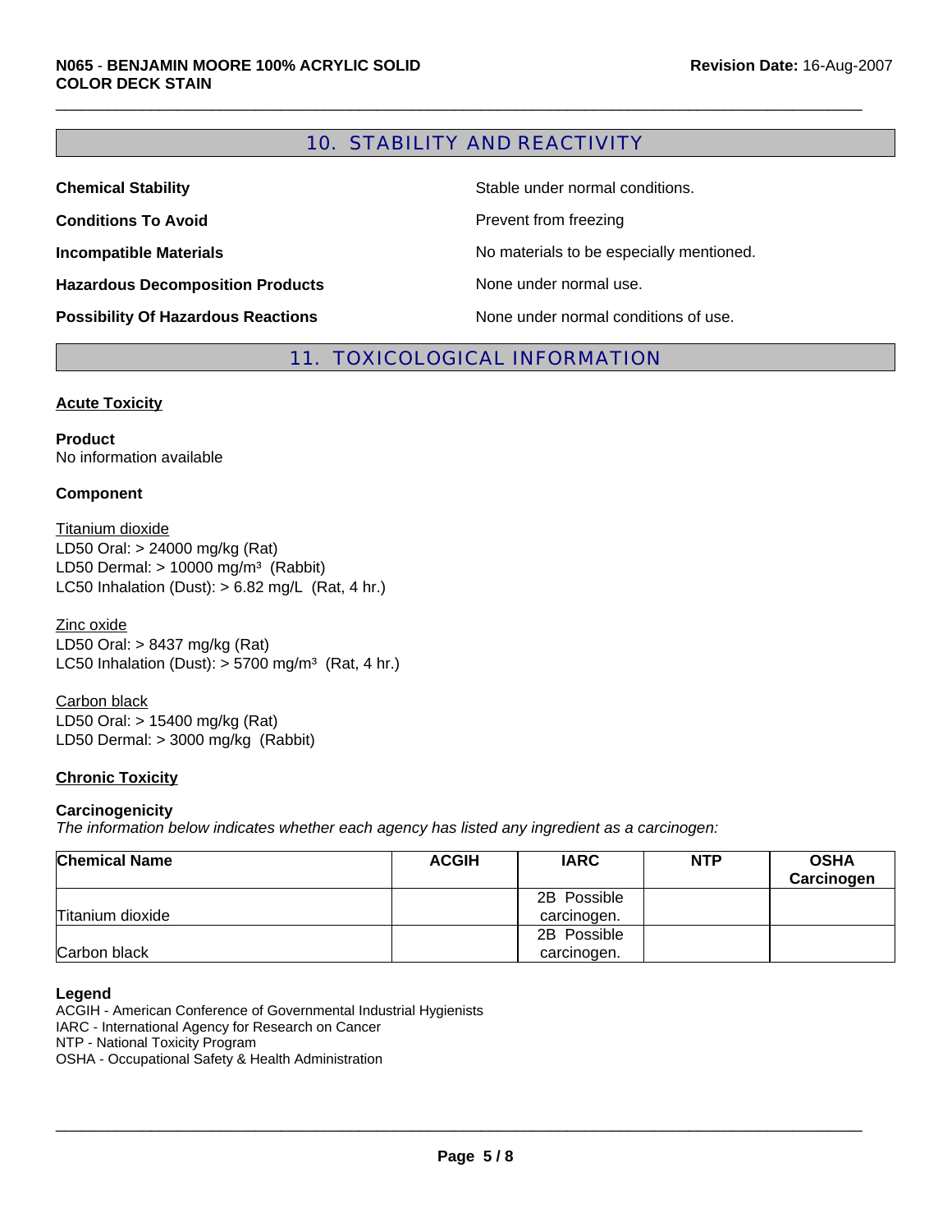## 10. STABILITY AND REACTIVITY

**Chemical Stability** — Stable under normal conditions.

**Conditions To Avoid** — Prevent from freezing

**Incompatible Materials** — No materials to be especially mentioned.

**Hazardous Decomposition Products** — None under normal use.

**Possibility Of Hazardous Reactions** — None under normal conditions of use.

## 11. TOXICOLOGICAL INFORMATION

### Acute Toxicity

**Product**
No information available

**Component**

Titanium dioxide
LD50 Oral: > 24000 mg/kg (Rat)
LD50 Dermal: > 10000 mg/m³ (Rabbit)
LC50 Inhalation (Dust): > 6.82 mg/L (Rat, 4 hr.)

Zinc oxide
LD50 Oral: > 8437 mg/kg (Rat)
LC50 Inhalation (Dust): > 5700 mg/m³ (Rat, 4 hr.)

Carbon black
LD50 Oral: > 15400 mg/kg (Rat)
LD50 Dermal: > 3000 mg/kg (Rabbit)

### Chronic Toxicity

**Carcinogenicity**
*The information below indicates whether each agency has listed any ingredient as a carcinogen:*

| Chemical Name | ACGIH | IARC | NTP | OSHA Carcinogen |
|---|---|---|---|---|
| Titanium dioxide | | 2B Possible carcinogen. | | |
| Carbon black | | 2B Possible carcinogen. | | |

**Legend**
ACGIH - American Conference of Governmental Industrial Hygienists
IARC - International Agency for Research on Cancer
NTP - National Toxicity Program
OSHA - Occupational Safety & Health Administration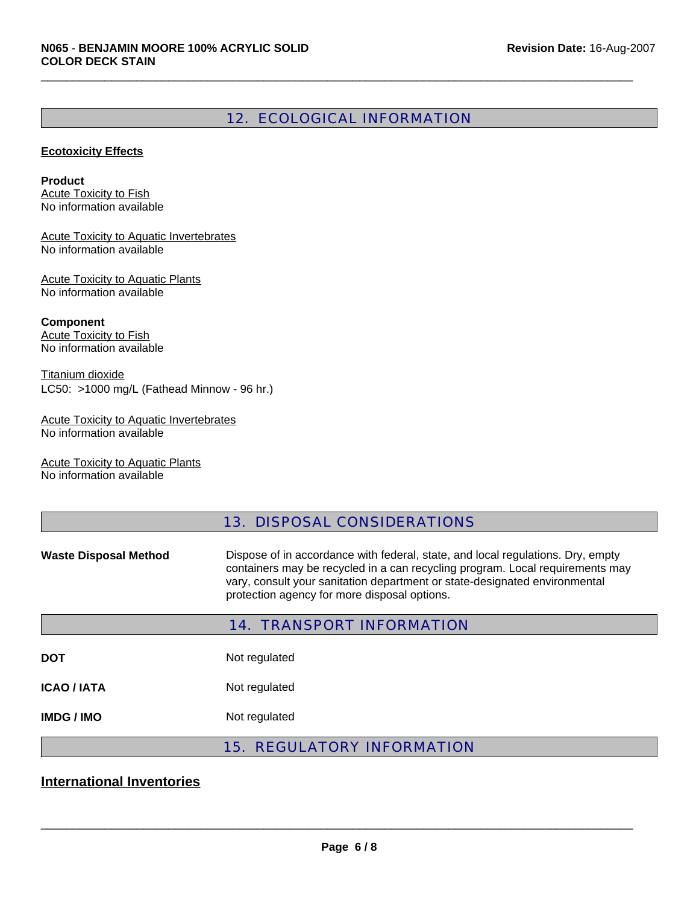## 12. ECOLOGICAL INFORMATION

**Ecotoxicity Effects**

**Product**

Acute Toxicity to Fish
No information available

Acute Toxicity to Aquatic Invertebrates
No information available

Acute Toxicity to Aquatic Plants
No information available

**Component**

Acute Toxicity to Fish
No information available

Titanium dioxide
LC50: >1000 mg/L (Fathead Minnow - 96 hr.)

Acute Toxicity to Aquatic Invertebrates
No information available

Acute Toxicity to Aquatic Plants
No information available

## 13. DISPOSAL CONSIDERATIONS

**Waste Disposal Method**: Dispose of in accordance with federal, state, and local regulations. Dry, empty containers may be recycled in a can recycling program. Local requirements may vary, consult your sanitation department or state-designated environmental protection agency for more disposal options.

## 14. TRANSPORT INFORMATION

**DOT**: Not regulated

**ICAO / IATA**: Not regulated

**IMDG / IMO**: Not regulated

## 15. REGULATORY INFORMATION

### International Inventories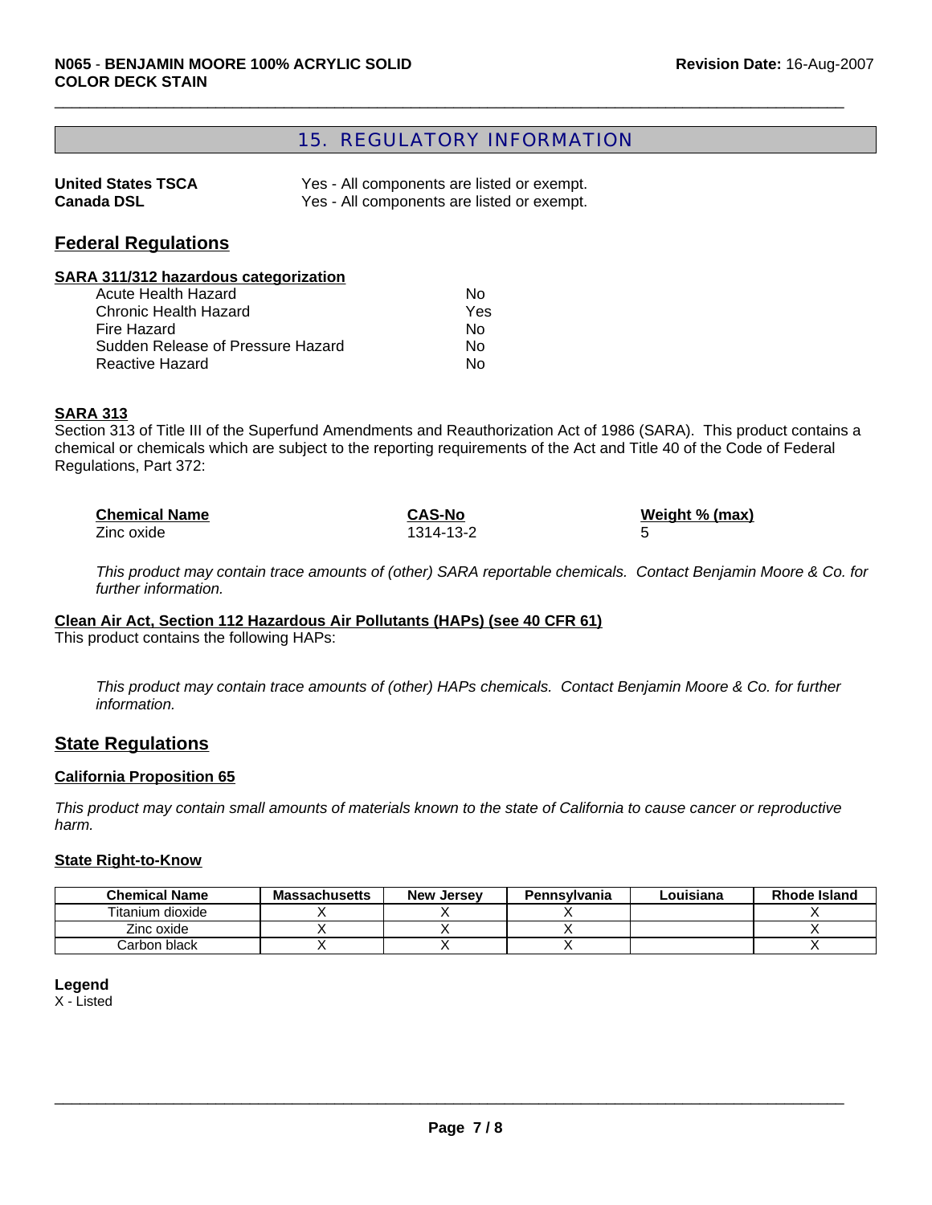## 15. REGULATORY INFORMATION

| | |
|---|---|
| **United States TSCA** | Yes - All components are listed or exempt. |
| **Canada DSL** | Yes - All components are listed or exempt. |

## Federal Regulations

### SARA 311/312 hazardous categorization

| | |
|---|---|
| Acute Health Hazard | No |
| Chronic Health Hazard | Yes |
| Fire Hazard | No |
| Sudden Release of Pressure Hazard | No |
| Reactive Hazard | No |

### SARA 313

Section 313 of Title III of the Superfund Amendments and Reauthorization Act of 1986 (SARA). This product contains a chemical or chemicals which are subject to the reporting requirements of the Act and Title 40 of the Code of Federal Regulations, Part 372:

| Chemical Name | CAS-No | Weight % (max) |
|---|---|---|
| Zinc oxide | 1314-13-2 | 5 |

*This product may contain trace amounts of (other) SARA reportable chemicals. Contact Benjamin Moore & Co. for further information.*

### Clean Air Act, Section 112 Hazardous Air Pollutants (HAPs) (see 40 CFR 61)

This product contains the following HAPs:

*This product may contain trace amounts of (other) HAPs chemicals. Contact Benjamin Moore & Co. for further information.*

## State Regulations

### California Proposition 65

*This product may contain small amounts of materials known to the state of California to cause cancer or reproductive harm.*

### State Right-to-Know

| Chemical Name | Massachusetts | New Jersey | Pennsylvania | Louisiana | Rhode Island |
|---|---|---|---|---|---|
| Titanium dioxide | X | X | X | | X |
| Zinc oxide | X | X | X | | X |
| Carbon black | X | X | X | | X |

**Legend**

X - Listed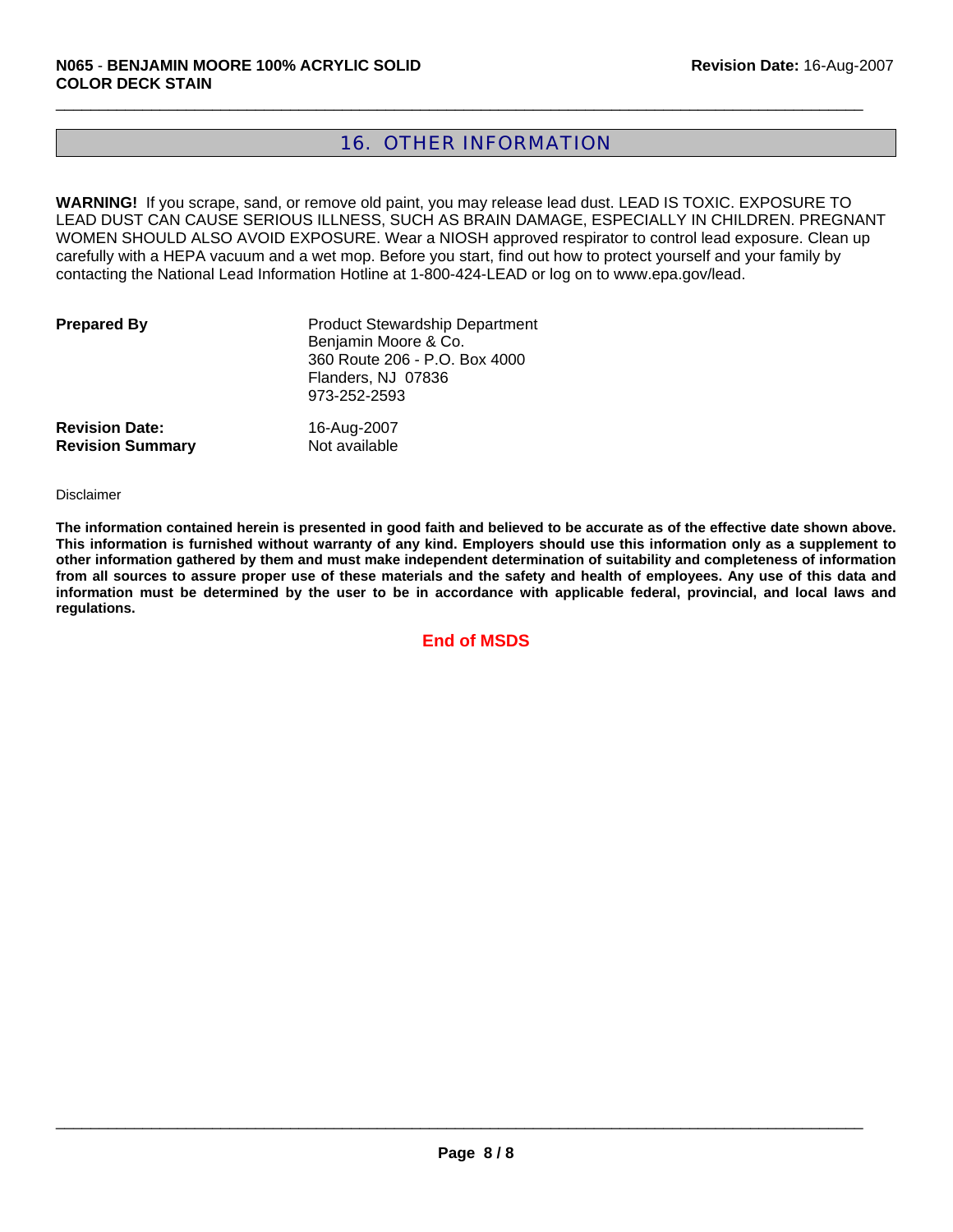## 16. OTHER INFORMATION

**WARNING!** If you scrape, sand, or remove old paint, you may release lead dust. LEAD IS TOXIC. EXPOSURE TO LEAD DUST CAN CAUSE SERIOUS ILLNESS, SUCH AS BRAIN DAMAGE, ESPECIALLY IN CHILDREN. PREGNANT WOMEN SHOULD ALSO AVOID EXPOSURE. Wear a NIOSH approved respirator to control lead exposure. Clean up carefully with a HEPA vacuum and a wet mop. Before you start, find out how to protect yourself and your family by contacting the National Lead Information Hotline at 1-800-424-LEAD or log on to www.epa.gov/lead.

| | |
|---|---|
| **Prepared By** | Product Stewardship Department<br>Benjamin Moore & Co.<br>360 Route 206 - P.O. Box 4000<br>Flanders, NJ 07836<br>973-252-2593 |
| **Revision Date:** | 16-Aug-2007 |
| **Revision Summary** | Not available |

Disclaimer

**The information contained herein is presented in good faith and believed to be accurate as of the effective date shown above. This information is furnished without warranty of any kind. Employers should use this information only as a supplement to other information gathered by them and must make independent determination of suitability and completeness of information from all sources to assure proper use of these materials and the safety and health of employees. Any use of this data and information must be determined by the user to be in accordance with applicable federal, provincial, and local laws and regulations.**

**End of MSDS**